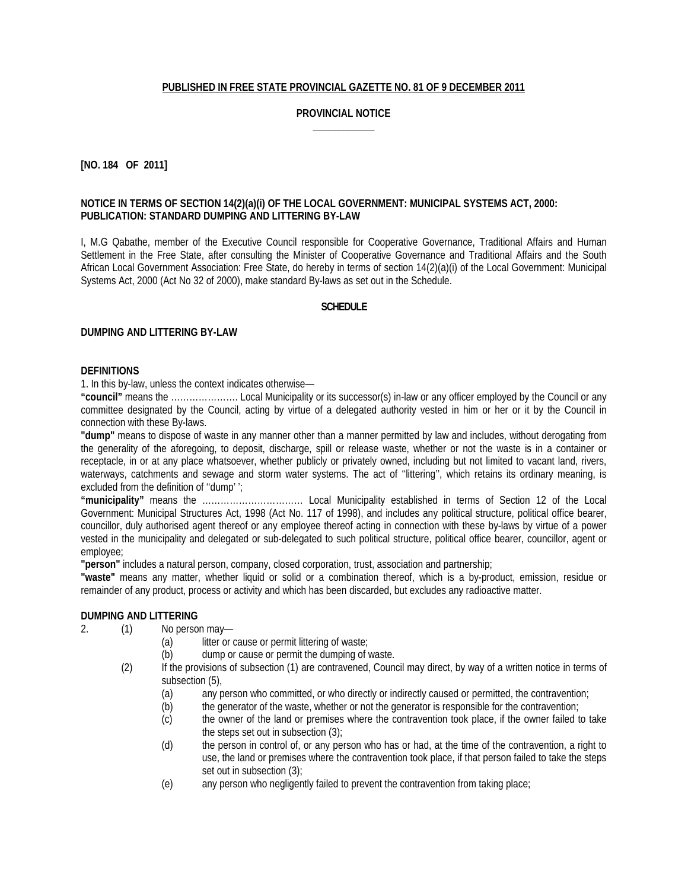**PUBLISHED IN FREE STATE PROVINCIAL GAZETTE NO. 81 OF 9 DECEMBER 2011**

**PROVINCIAL NOTICE**

**[NO. 184 OF 2011]**

**NOTICE IN TERMS OF SECTION 14(2)(a)(i) OF THE LOCAL GOVERNMENT: MUNICIPAL SYSTEMS ACT, 2000: PUBLICATION: STANDARD DUMPING AND LITTERING BY-LAW**

I, M.G Qabathe, member of the Executive Council responsible for Cooperative Governance, Traditional Affairs and Human Settlement in the Free State, after consulting the Minister of Cooperative Governance and Traditional Affairs and the South African Local Government Association: Free State, do hereby in terms of section 14(2)(a)(i) of the Local Government: Municipal Systems Act, 2000 (Act No 32 of 2000), make standard By-laws as set out in the Schedule.

**SCHEDULE**

**DUMPING AND LITTERING BY-LAW**

**DEFINITIONS**

1. In this by-law, unless the context indicates otherwise—

**"council"** means the …………………. Local Municipality or its successor(s) in-law or any officer employed by the Council or any committee designated by the Council, acting by virtue of a delegated authority vested in him or her or it by the Council in connection with these By-laws.

**"dump"** means to dispose of waste in any manner other than a manner permitted by law and includes, without derogating from the generality of the aforegoing, to deposit, discharge, spill or release waste, whether or not the waste is in a container or receptacle, in or at any place whatsoever, whether publicly or privately owned, including but not limited to vacant land, rivers, waterways, catchments and sewage and storm water systems. The act of ''littering'', which retains its ordinary meaning, is excluded from the definition of ''dump' ';

**"municipality"** means the …………………………… Local Municipality established in terms of Section 12 of the Local Government: Municipal Structures Act, 1998 (Act No. 117 of 1998), and includes any political structure, political office bearer, councillor, duly authorised agent thereof or any employee thereof acting in connection with these by-laws by virtue of a power vested in the municipality and delegated or sub-delegated to such political structure, political office bearer, councillor, agent or employee;

**"person"** includes a natural person, company, closed corporation, trust, association and partnership;

**"waste"** means any matter, whether liquid or solid or a combination thereof, which is a by-product, emission, residue or remainder of any product, process or activity and which has been discarded, but excludes any radioactive matter.

**DUMPING AND LITTERING**

2. (1) No person may—
   - (a) litter or cause or permit littering of waste;
   - (b) dump or cause or permit the dumping of waste.

   (2) If the provisions of subsection (1) are contravened, Council may direct, by way of a written notice in terms of subsection (5),
   - (a) any person who committed, or who directly or indirectly caused or permitted, the contravention;
   - (b) the generator of the waste, whether or not the generator is responsible for the contravention;
   - (c) the owner of the land or premises where the contravention took place, if the owner failed to take the steps set out in subsection (3);
   - (d) the person in control of, or any person who has or had, at the time of the contravention, a right to use, the land or premises where the contravention took place, if that person failed to take the steps set out in subsection (3);
   - (e) any person who negligently failed to prevent the contravention from taking place;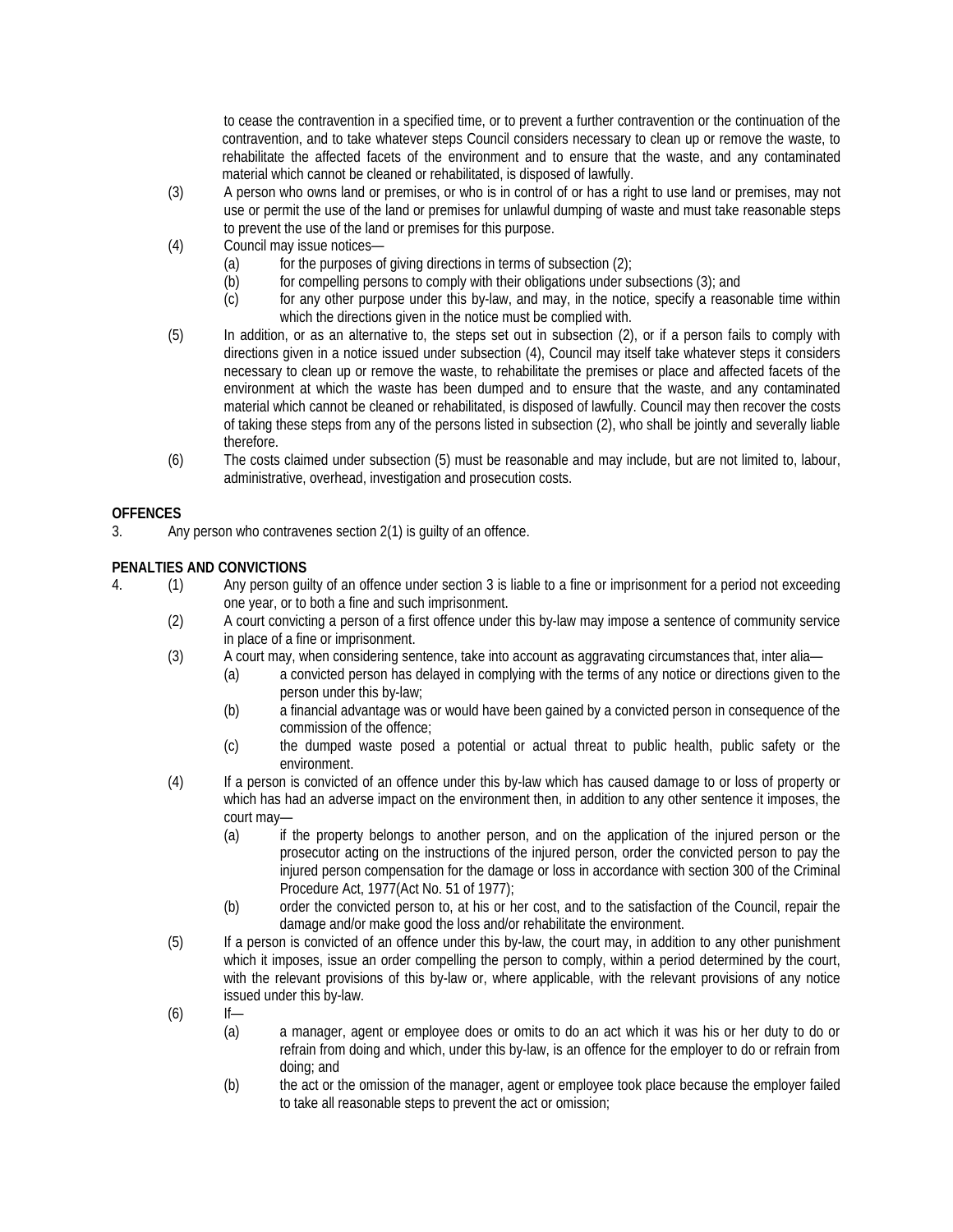to cease the contravention in a specified time, or to prevent a further contravention or the continuation of the contravention, and to take whatever steps Council considers necessary to clean up or remove the waste, to rehabilitate the affected facets of the environment and to ensure that the waste, and any contaminated material which cannot be cleaned or rehabilitated, is disposed of lawfully.

(3) A person who owns land or premises, or who is in control of or has a right to use land or premises, may not use or permit the use of the land or premises for unlawful dumping of waste and must take reasonable steps to prevent the use of the land or premises for this purpose.

(4) Council may issue notices—

- (a) for the purposes of giving directions in terms of subsection (2);
- (b) for compelling persons to comply with their obligations under subsections (3); and
- (c) for any other purpose under this by-law, and may, in the notice, specify a reasonable time within which the directions given in the notice must be complied with.

(5) In addition, or as an alternative to, the steps set out in subsection (2), or if a person fails to comply with directions given in a notice issued under subsection (4), Council may itself take whatever steps it considers necessary to clean up or remove the waste, to rehabilitate the premises or place and affected facets of the environment at which the waste has been dumped and to ensure that the waste, and any contaminated material which cannot be cleaned or rehabilitated, is disposed of lawfully. Council may then recover the costs of taking these steps from any of the persons listed in subsection (2), who shall be jointly and severally liable therefore.

(6) The costs claimed under subsection (5) must be reasonable and may include, but are not limited to, labour, administrative, overhead, investigation and prosecution costs.

**OFFENCES**

3. Any person who contravenes section 2(1) is guilty of an offence.

**PENALTIES AND CONVICTIONS**

4. (1) Any person guilty of an offence under section 3 is liable to a fine or imprisonment for a period not exceeding one year, or to both a fine and such imprisonment.

(2) A court convicting a person of a first offence under this by-law may impose a sentence of community service in place of a fine or imprisonment.

(3) A court may, when considering sentence, take into account as aggravating circumstances that, inter alia—

- (a) a convicted person has delayed in complying with the terms of any notice or directions given to the person under this by-law;
- (b) a financial advantage was or would have been gained by a convicted person in consequence of the commission of the offence;
- (c) the dumped waste posed a potential or actual threat to public health, public safety or the environment.

(4) If a person is convicted of an offence under this by-law which has caused damage to or loss of property or which has had an adverse impact on the environment then, in addition to any other sentence it imposes, the court may—

- (a) if the property belongs to another person, and on the application of the injured person or the prosecutor acting on the instructions of the injured person, order the convicted person to pay the injured person compensation for the damage or loss in accordance with section 300 of the Criminal Procedure Act, 1977(Act No. 51 of 1977);
- (b) order the convicted person to, at his or her cost, and to the satisfaction of the Council, repair the damage and/or make good the loss and/or rehabilitate the environment.

(5) If a person is convicted of an offence under this by-law, the court may, in addition to any other punishment which it imposes, issue an order compelling the person to comply, within a period determined by the court, with the relevant provisions of this by-law or, where applicable, with the relevant provisions of any notice issued under this by-law.

(6) If—

- (a) a manager, agent or employee does or omits to do an act which it was his or her duty to do or refrain from doing and which, under this by-law, is an offence for the employer to do or refrain from doing; and
- (b) the act or the omission of the manager, agent or employee took place because the employer failed to take all reasonable steps to prevent the act or omission;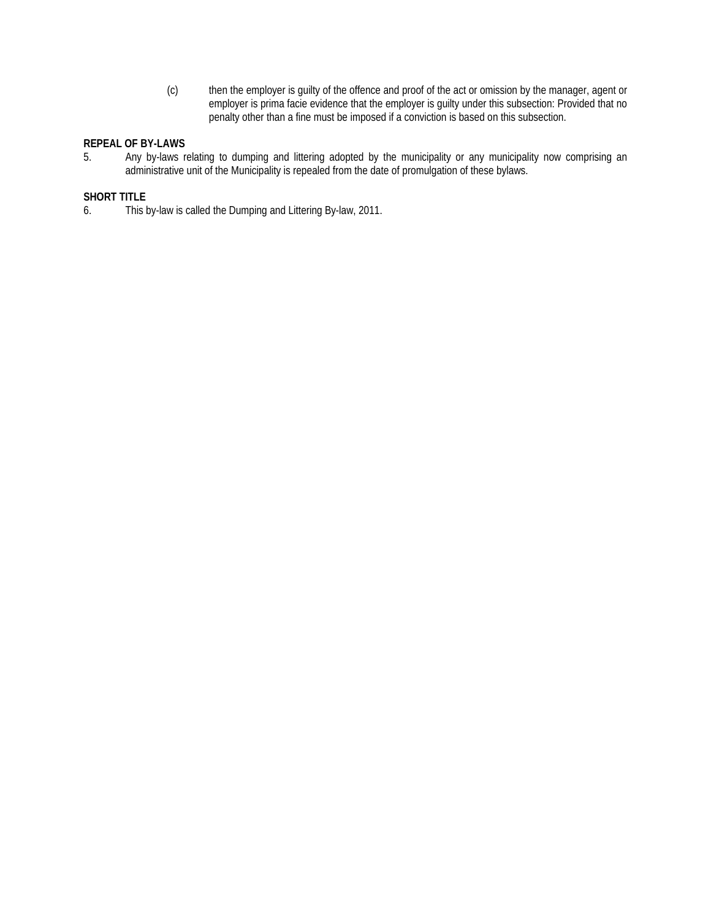(c) then the employer is guilty of the offence and proof of the act or omission by the manager, agent or employer is prima facie evidence that the employer is guilty under this subsection: Provided that no penalty other than a fine must be imposed if a conviction is based on this subsection.

**REPEAL OF BY-LAWS**

5. Any by-laws relating to dumping and littering adopted by the municipality or any municipality now comprising an administrative unit of the Municipality is repealed from the date of promulgation of these bylaws.

**SHORT TITLE**

6. This by-law is called the Dumping and Littering By-law, 2011.